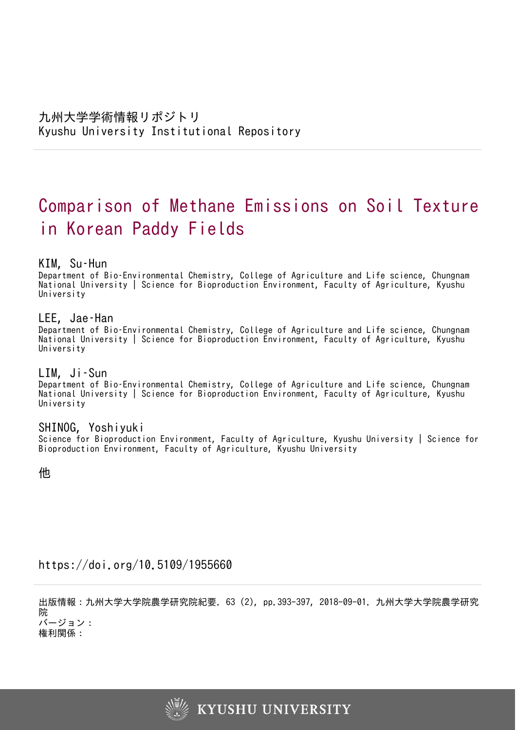九州大学学術情報リポジトリ
Kyushu University Institutional Repository

# Comparison of Methane Emissions on Soil Texture in Korean Paddy Fields

**KIM, Su-Hun**
Department of Bio-Environmental Chemistry, College of Agriculture and Life science, Chungnam National University | Science for Bioproduction Environment, Faculty of Agriculture, Kyushu University

**LEE, Jae-Han**
Department of Bio-Environmental Chemistry, College of Agriculture and Life science, Chungnam National University | Science for Bioproduction Environment, Faculty of Agriculture, Kyushu University

**LIM, Ji-Sun**
Department of Bio-Environmental Chemistry, College of Agriculture and Life science, Chungnam National University | Science for Bioproduction Environment, Faculty of Agriculture, Kyushu University

**SHINOG, Yoshiyuki**
Science for Bioproduction Environment, Faculty of Agriculture, Kyushu University | Science for Bioproduction Environment, Faculty of Agriculture, Kyushu University

他

https://doi.org/10.5109/1955660

出版情報：九州大学大学院農学研究院紀要. 63 (2), pp.393-397, 2018-09-01. 九州大学大学院農学研究院
バージョン：
権利関係：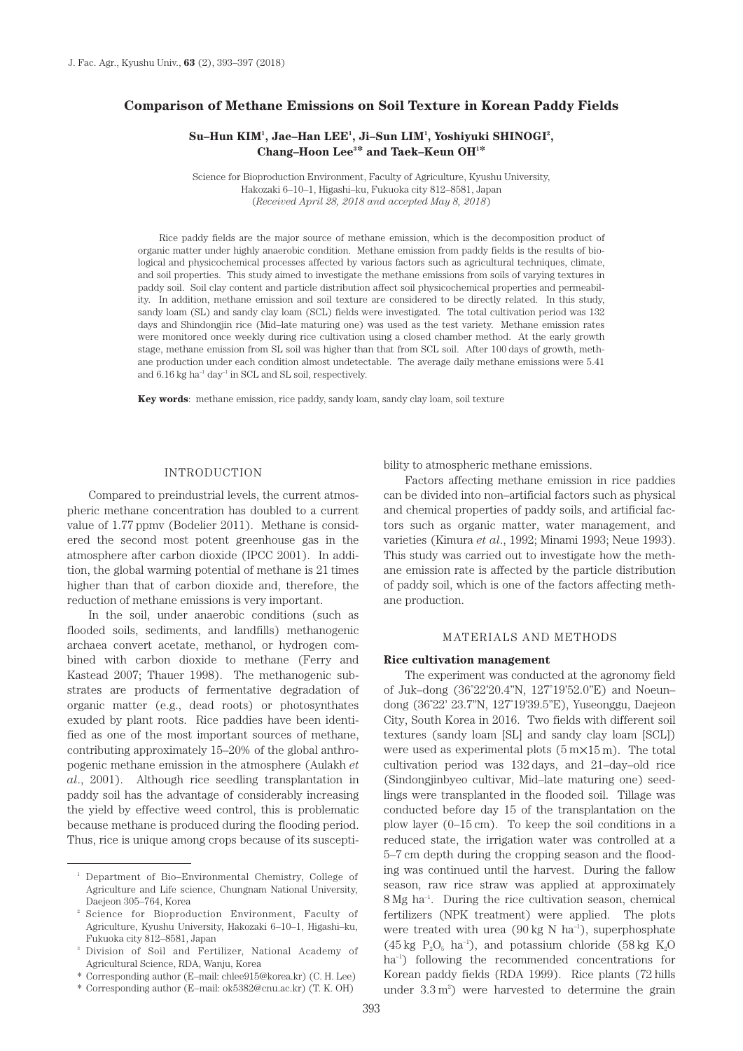# Comparison of Methane Emissions on Soil Texture in Korean Paddy Fields

**Su–Hun KIM[1], Jae–Han LEE[1], Ji–Sun LIM[1], Yoshiyuki SHINOGI[2], Chang–Hoon Lee[3]* and Taek–Keun OH[1]***

Science for Bioproduction Environment, Faculty of Agriculture, Kyushu University, Hakozaki 6–10–1, Higashi–ku, Fukuoka city 812–8581, Japan
(*Received April 28, 2018 and accepted May 8, 2018*)

Rice paddy fields are the major source of methane emission, which is the decomposition product of organic matter under highly anaerobic condition. Methane emission from paddy fields is the results of biological and physicochemical processes affected by various factors such as agricultural techniques, climate, and soil properties. This study aimed to investigate the methane emissions from soils of varying textures in paddy soil. Soil clay content and particle distribution affect soil physicochemical properties and permeability. In addition, methane emission and soil texture are considered to be directly related. In this study, sandy loam (SL) and sandy clay loam (SCL) fields were investigated. The total cultivation period was 132 days and Shindongjin rice (Mid–late maturing one) was used as the test variety. Methane emission rates were monitored once weekly during rice cultivation using a closed chamber method. At the early growth stage, methane emission from SL soil was higher than that from SCL soil. After 100 days of growth, methane production under each condition almost undetectable. The average daily methane emissions were 5.41 and 6.16 kg ha$^{-1}$ day$^{-1}$ in SCL and SL soil, respectively.

**Key words**: methane emission, rice paddy, sandy loam, sandy clay loam, soil texture

## INTRODUCTION

Compared to preindustrial levels, the current atmospheric methane concentration has doubled to a current value of 1.77 ppmv (Bodelier 2011). Methane is considered the second most potent greenhouse gas in the atmosphere after carbon dioxide (IPCC 2001). In addition, the global warming potential of methane is 21 times higher than that of carbon dioxide and, therefore, the reduction of methane emissions is very important.

In the soil, under anaerobic conditions (such as flooded soils, sediments, and landfills) methanogenic archaea convert acetate, methanol, or hydrogen combined with carbon dioxide to methane (Ferry and Kastead 2007; Thauer 1998). The methanogenic substrates are products of fermentative degradation of organic matter (e.g., dead roots) or photosynthates exuded by plant roots. Rice paddies have been identified as one of the most important sources of methane, contributing approximately 15–20% of the global anthropogenic methane emission in the atmosphere (Aulakh *et al*., 2001). Although rice seedling transplantation in paddy soil has the advantage of considerably increasing the yield by effective weed control, this is problematic because methane is produced during the flooding period. Thus, rice is unique among crops because of its susceptibility to atmospheric methane emissions.

Factors affecting methane emission in rice paddies can be divided into non–artificial factors such as physical and chemical properties of paddy soils, and artificial factors such as organic matter, water management, and varieties (Kimura *et al*., 1992; Minami 1993; Neue 1993). This study was carried out to investigate how the methane emission rate is affected by the particle distribution of paddy soil, which is one of the factors affecting methane production.

## MATERIALS AND METHODS

### Rice cultivation management

The experiment was conducted at the agronomy field of Juk–dong (36°22'20.4"N, 127°19'52.0"E) and Noeun–dong (36°22' 23.7"N, 127°19'39.5"E), Yuseonggu, Daejeon City, South Korea in 2016. Two fields with different soil textures (sandy loam [SL] and sandy clay loam [SCL]) were used as experimental plots (5 m×15 m). The total cultivation period was 132 days, and 21–day–old rice (Sindongjinbyeo cultivar, Mid–late maturing one) seedlings were transplanted in the flooded soil. Tillage was conducted before day 15 of the transplantation on the plow layer (0–15 cm). To keep the soil conditions in a reduced state, the irrigation water was controlled at a 5–7 cm depth during the cropping season and the flooding was continued until the harvest. During the fallow season, raw rice straw was applied at approximately 8 Mg ha$^{-1}$. During the rice cultivation season, chemical fertilizers (NPK treatment) were applied. The plots were treated with urea (90 kg N ha$^{-1}$), superphosphate (45 kg $P_2O_5$ ha$^{-1}$), and potassium chloride (58 kg $K_2O$ ha$^{-1}$) following the recommended concentrations for Korean paddy fields (RDA 1999). Rice plants (72 hills under 3.3 m$^2$) were harvested to determine the grain

---

[1] Department of Bio–Environmental Chemistry, College of Agriculture and Life science, Chungnam National University, Daejeon 305–764, Korea

[2] Science for Bioproduction Environment, Faculty of Agriculture, Kyushu University, Hakozaki 6–10–1, Higashi–ku, Fukuoka city 812–8581, Japan

[3] Division of Soil and Fertilizer, National Academy of Agricultural Science, RDA, Wanju, Korea

\* Corresponding author (E–mail: chlee915@korea.kr) (C. H. Lee)

\* Corresponding author (E–mail: ok5382@cnu.ac.kr) (T. K. OH)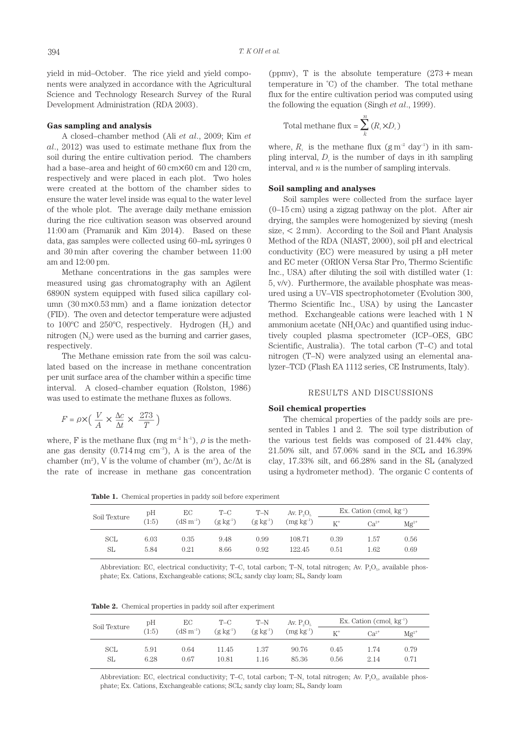yield in mid–October. The rice yield and yield components were analyzed in accordance with the Agricultural Science and Technology Research Survey of the Rural Development Administration (RDA 2003).

### Gas sampling and analysis

A closed–chamber method (Ali *et al*., 2009; Kim *et al*., 2012) was used to estimate methane flux from the soil during the entire cultivation period. The chambers had a base–area and height of 60 cm×60 cm and 120 cm, respectively and were placed in each plot. Two holes were created at the bottom of the chamber sides to ensure the water level inside was equal to the water level of the whole plot. The average daily methane emission during the rice cultivation season was observed around 11:00 am (Pramanik and Kim 2014). Based on these data, gas samples were collected using 60–mL syringes 0 and 30 min after covering the chamber between 11:00 am and 12:00 pm.

Methane concentrations in the gas samples were measured using gas chromatography with an Agilent 6890N system equipped with fused silica capillary column (30 m×0.53 mm) and a flame ionization detector (FID). The oven and detector temperature were adjusted to 100°C and 250°C, respectively. Hydrogen ($H_2$) and nitrogen ($N_2$) were used as the burning and carrier gases, respectively.

The Methane emission rate from the soil was calculated based on the increase in methane concentration per unit surface area of the chamber within a specific time interval. A closed–chamber equation (Rolston, 1986) was used to estimate the methane fluxes as follows.

$$F = \rho \times \left( \frac{V}{A} \times \frac{\Delta c}{\Delta t} \times \frac{273}{T} \right)$$

where, F is the methane flux (mg m$^{-2}$ h$^{-1}$), $\rho$ is the methane gas density (0.714 mg cm$^{-3}$), A is the area of the chamber (m$^2$), V is the volume of chamber (m$^3$), $\Delta c/\Delta t$ is the rate of increase in methane gas concentration (ppmv), T is the absolute temperature (273 + mean temperature in ˚C) of the chamber. The total methane flux for the entire cultivation period was computed using the following the equation (Singh *et al*., 1999).

$$\text{Total methane flux} = \sum_{k}^{n} (R_i \times D_i)$$

where, $R_i$ is the methane flux (g m$^{-2}$ day$^{-1}$) in ith sampling interval, $D_i$ is the number of days in ith sampling interval, and $n$ is the number of sampling intervals.

### Soil sampling and analyses

Soil samples were collected from the surface layer (0–15 cm) using a zigzag pathway on the plot. After air drying, the samples were homogenized by sieving (mesh size, < 2 mm). According to the Soil and Plant Analysis Method of the RDA (NIAST, 2000), soil pH and electrical conductivity (EC) were measured by using a pH meter and EC meter (ORION Versa Star Pro, Thermo Scientific Inc., USA) after diluting the soil with distilled water (1: 5, v/v). Furthermore, the available phosphate was measured using a UV–VIS spectrophotometer (Evolution 300, Thermo Scientific Inc., USA) by using the Lancaster method. Exchangeable cations were leached with 1 N ammonium acetate ($NH_4OAc$) and quantified using inductively coupled plasma spectrometer (ICP–OES, GBC Scientific, Australia). The total carbon (T–C) and total nitrogen (T–N) were analyzed using an elemental analyzer–TCD (Flash EA 1112 series, CE Instruments, Italy).

## RESULTS AND DISCUSSIONS

### Soil chemical properties

The chemical properties of the paddy soils are presented in Tables 1 and 2. The soil type distribution of the various test fields was composed of 21.44% clay, 21.50% silt, and 57.06% sand in the SCL and 16.39% clay, 17.33% silt, and 66.28% sand in the SL (analyzed using a hydrometer method). The organic C contents of

**Table 1.** Chemical properties in paddy soil before experiment

| Soil Texture | pH (1:5) | EC (dS m$^{-1}$) | T–C (g kg$^{-1}$) | T–N (g kg$^{-1}$) | Av. $P_2O_5$ (mg kg$^{-1}$) | Ex. Cation (cmol$_c$ kg$^{-1}$) | | |
|---|---|---|---|---|---|---|---|---|
| | | | | | | $K^+$ | $Ca^{2+}$ | $Mg^{2+}$ |
| SCL | 6.03 | 0.35 | 9.48 | 0.99 | 108.71 | 0.39 | 1.57 | 0.56 |
| SL | 5.84 | 0.21 | 8.66 | 0.92 | 122.45 | 0.51 | 1.62 | 0.69 |

Abbreviation: EC, electrical conductivity; T–C, total carbon; T–N, total nitrogen; Av. $P_2O_5$, available phosphate; Ex. Cations, Exchangeable cations; SCL; sandy clay loam; SL, Sandy loam

**Table 2.** Chemical properties in paddy soil after experiment

| Soil Texture | pH (1:5) | EC (dS m$^{-1}$) | T–C (g kg$^{-1}$) | T–N (g kg$^{-1}$) | Av. $P_2O_5$ (mg kg$^{-1}$) | Ex. Cation (cmol$_c$ kg$^{-1}$) | | |
|---|---|---|---|---|---|---|---|---|
| | | | | | | $K^+$ | $Ca^{2+}$ | $Mg^{2+}$ |
| SCL | 5.91 | 0.64 | 11.45 | 1.37 | 90.76 | 0.45 | 1.74 | 0.79 |
| SL | 6.28 | 0.67 | 10.81 | 1.16 | 85.36 | 0.56 | 2.14 | 0.71 |

Abbreviation: EC, electrical conductivity; T–C, total carbon; T–N, total nitrogen; Av. $P_2O_5$, available phosphate; Ex. Cations, Exchangeable cations; SCL; sandy clay loam; SL, Sandy loam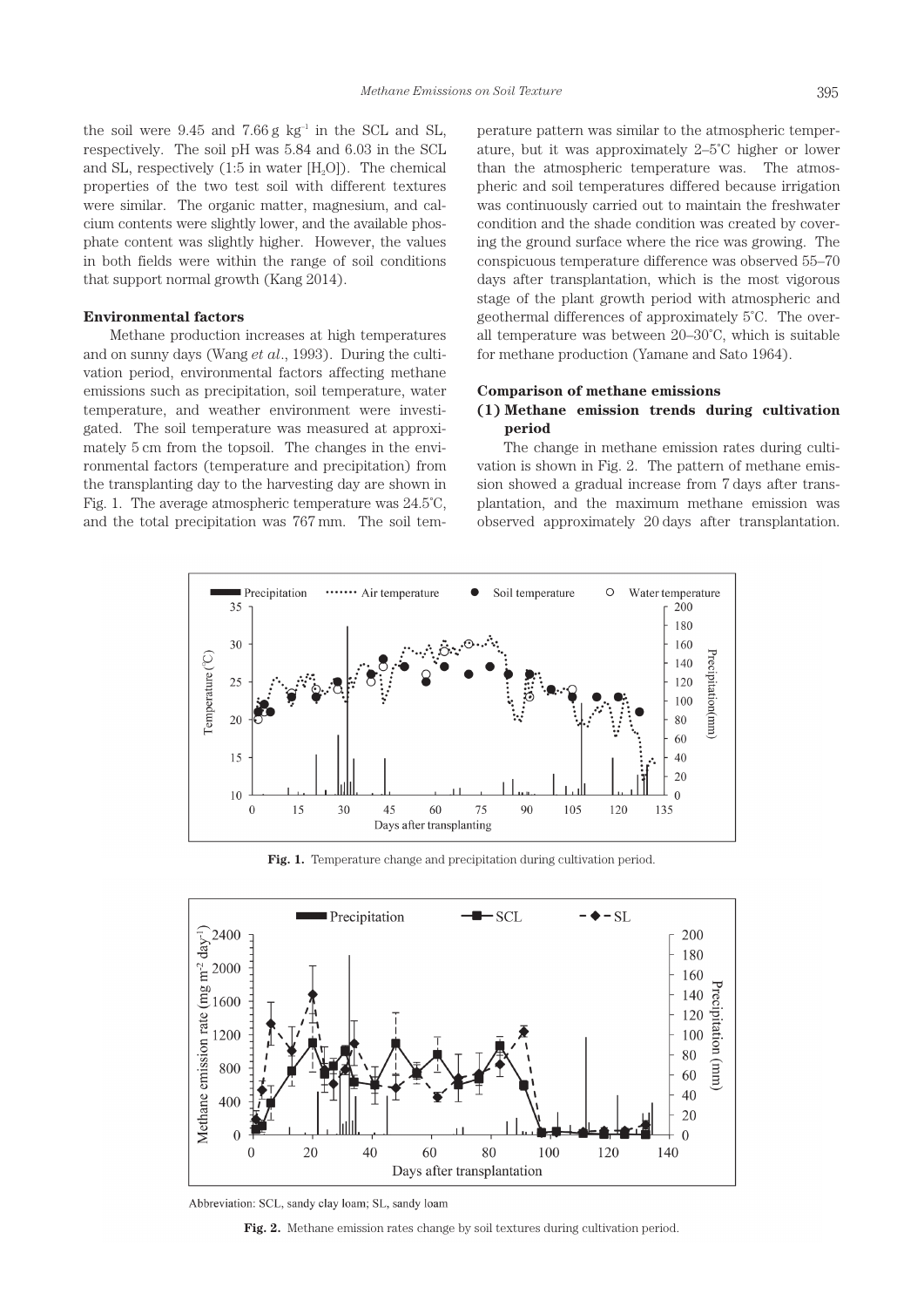the soil were 9.45 and 7.66 g $kg^{-1}$ in the SCL and SL, respectively. The soil pH was 5.84 and 6.03 in the SCL and SL, respectively (1:5 in water [$H_2O$]). The chemical properties of the two test soil with different textures were similar. The organic matter, magnesium, and calcium contents were slightly lower, and the available phosphate content was slightly higher. However, the values in both fields were within the range of soil conditions that support normal growth (Kang 2014).

**Environmental factors**

Methane production increases at high temperatures and on sunny days (Wang *et al*., 1993). During the cultivation period, environmental factors affecting methane emissions such as precipitation, soil temperature, water temperature, and weather environment were investigated. The soil temperature was measured at approximately 5 cm from the topsoil. The changes in the environmental factors (temperature and precipitation) from the transplanting day to the harvesting day are shown in Fig. 1. The average atmospheric temperature was 24.5°C, and the total precipitation was 767 mm. The soil temperature pattern was similar to the atmospheric temperature, but it was approximately 2–5°C higher or lower than the atmospheric temperature was. The atmospheric and soil temperatures differed because irrigation was continuously carried out to maintain the freshwater condition and the shade condition was created by covering the ground surface where the rice was growing. The conspicuous temperature difference was observed 55–70 days after transplantation, which is the most vigorous stage of the plant growth period with atmospheric and geothermal differences of approximately 5°C. The overall temperature was between 20–30°C, which is suitable for methane production (Yamane and Sato 1964).

**Comparison of methane emissions**

**(1) Methane emission trends during cultivation period**

The change in methane emission rates during cultivation is shown in Fig. 2. The pattern of methane emission showed a gradual increase from 7 days after transplantation, and the maximum methane emission was observed approximately 20 days after transplantation.

**Fig. 1.** Temperature change and precipitation during cultivation period.

Abbreviation: SCL, sandy clay loam; SL, sandy loam

**Fig. 2.** Methane emission rates change by soil textures during cultivation period.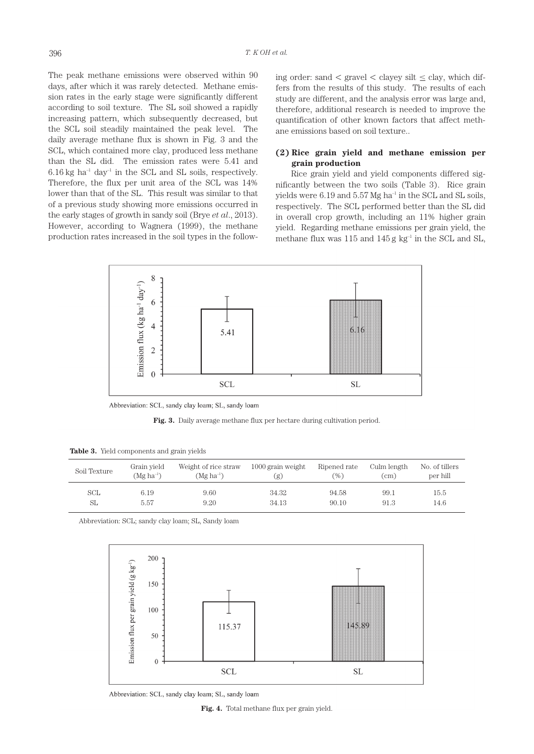The peak methane emissions were observed within 90 days, after which it was rarely detected. Methane emission rates in the early stage were significantly different according to soil texture. The SL soil showed a rapidly increasing pattern, which subsequently decreased, but the SCL soil steadily maintained the peak level. The daily average methane flux is shown in Fig. 3 and the SCL, which contained more clay, produced less methane than the SL did. The emission rates were 5.41 and 6.16 kg $ha^{-1}$ $day^{-1}$ in the SCL and SL soils, respectively. Therefore, the flux per unit area of the SCL was 14% lower than that of the SL. This result was similar to that of a previous study showing more emissions occurred in the early stages of growth in sandy soil (Brye *et al*., 2013). However, according to Wagnera (1999), the methane production rates increased in the soil types in the following order: sand < gravel < clayey silt ≤ clay, which differs from the results of this study. The results of each study are different, and the analysis error was large and, therefore, additional research is needed to improve the quantification of other known factors that affect methane emissions based on soil texture..

**(2) Rice grain yield and methane emission per grain production**

Rice grain yield and yield components differed significantly between the two soils (Table 3). Rice grain yields were 6.19 and 5.57 Mg $ha^{-1}$ in the SCL and SL soils, respectively. The SCL performed better than the SL did in overall crop growth, including an 11% higher grain yield. Regarding methane emissions per grain yield, the methane flux was 115 and 145 g $kg^{-1}$ in the SCL and SL,

Abbreviation: SCL, sandy clay loam; SL, sandy loam

**Fig. 3.** Daily average methane flux per hectare during cultivation period.

**Table 3.** Yield components and grain yields

| Soil Texture | Grain yield (Mg $ha^{-1}$) | Weight of rice straw (Mg $ha^{-1}$) | 1000 grain weight (g) | Ripened rate (%) | Culm length (cm) | No. of tillers per hill |
|---|---|---|---|---|---|---|
| SCL | 6.19 | 9.60 | 34.32 | 94.58 | 99.1 | 15.5 |
| SL | 5.57 | 9.20 | 34.13 | 90.10 | 91.3 | 14.6 |

Abbreviation: SCL; sandy clay loam; SL, Sandy loam

Abbreviation: SCL, sandy clay loam; SL, sandy loam

**Fig. 4.** Total methane flux per grain yield.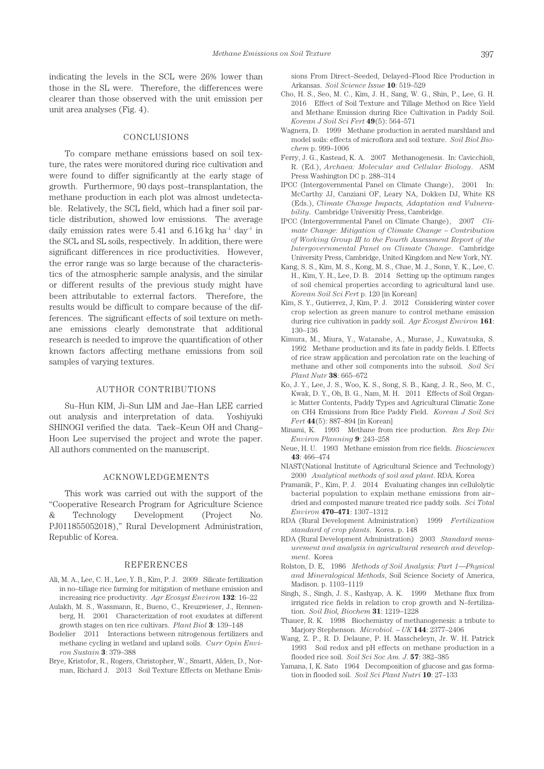indicating the levels in the SCL were 26% lower than those in the SL were. Therefore, the differences were clearer than those observed with the unit emission per unit area analyses (Fig. 4).

## CONCLUSIONS

To compare methane emissions based on soil texture, the rates were monitored during rice cultivation and were found to differ significantly at the early stage of growth. Furthermore, 90 days post–transplantation, the methane production in each plot was almost undetectable. Relatively, the SCL field, which had a finer soil particle distribution, showed low emissions. The average daily emission rates were 5.41 and 6.16 kg $ha^{-1}$ $day^{-1}$ in the SCL and SL soils, respectively. In addition, there were significant differences in rice productivities. However, the error range was so large because of the characteristics of the atmospheric sample analysis, and the similar or different results of the previous study might have been attributable to external factors. Therefore, the results would be difficult to compare because of the differences. The significant effects of soil texture on methane emissions clearly demonstrate that additional research is needed to improve the quantification of other known factors affecting methane emissions from soil samples of varying textures.

## AUTHOR CONTRIBUTIONS

Su–Hun KIM, Ji–Sun LIM and Jae–Han LEE carried out analysis and interpretation of data. Yoshiyuki SHINOGI verified the data. Taek–Keun OH and Chang–Hoon Lee supervised the project and wrote the paper. All authors commented on the manuscript.

## ACKNOWLEDGEMENTS

This work was carried out with the support of the "Cooperative Research Program for Agriculture Science & Technology Development (Project No. PJ011855052018)," Rural Development Administration, Republic of Korea.

## REFERENCES

Ali, M. A., Lee, C. H., Lee, Y. B., Kim, P. J. 2009 Silicate fertilization in no–tillage rice farming for mitigation of methane emission and increasing rice productivity. *Agr Ecosyst Environ* **132**: 16–22

Aulakh, M. S., Wassmann, R., Bueno, C., Kreuzwieser, J., Rennenberg, H. 2001 Characterization of root exudates at different growth stages on ten rice cultivars. *Plant Biol* **3**: 139–148

Bodelier 2011 Interactions between nitrogenous fertilizers and methane cycling in wetland and upland soils. *Curr Opin Environ Sustain* **3**: 379–388

Brye, Kristofor, R., Rogers, Christopher, W., Smartt, Alden, D., Norman, Richard J. 2013 Soil Texture Effects on Methane Emissions From Direct–Seeded, Delayed–Flood Rice Production in Arkansas. *Soil Science Issue* **10**: 519–529

Cho, H. S., Seo, M. C., Kim, J. H., Sang, W. G., Shin, P., Lee, G. H. 2016 Effect of Soil Texture and Tillage Method on Rice Yield and Methane Emission during Rice Cultivation in Paddy Soil. *Korean J Soil Sci Fert* **49**(5): 564–571

Wagnera, D. 1999 Methane production in aerated marshland and model soils: effects of microflora and soil texture. *Soil Biol Biochem* p. 999–1006

Ferry, J. G., Kastead, K. A. 2007 Methanogenesis. In: Cavicchioli, R. (Ed.), *Archaea: Molecular and Cellular Biology*. ASM Press Washington DC p. 288–314

IPCC (Intergovernmental Panel on Climate Change), 2001 In: McCarthy JJ, Canziani OF, Leary NA, Dokken DJ, White KS (Eds.), *Climate Change Impacts, Adaptation and Vulnerability*. Cambridge Universitiy Press, Cambridge.

IPCC (Intergovernmental Panel on Climate Change), 2007 *Climate Change: Mitigation of Climate Change – Contribution of Working Group III to the Fourth Assessment Report of the Intergovernmental Panel on Climate Change*. Cambridge University Press, Cambridge, United Kingdom and New York, NY.

Kang, S. S., Kim, M. S., Kong, M. S., Chae, M. J., Sonn, Y. K., Lee, C. H., Kim, Y. H., Lee, D. B. 2014 Setting up the optimum ranges of soil chemical properties according to agricultural land use. *Korean Soil Sci Fert* p. 120 [in Korean]

Kim, S. Y., Gutierrez, J, Kim, P. J. 2012 Considering winter cover crop selection as green manure to control methane emission during rice cultivation in paddy soil. *Agr Ecosyst Environ* **161**: 130–136

Kimura, M., Miura, Y., Watanabe, A., Murase, J., Kuwatsuka, S. 1992 Methane production and its fate in paddy fields. I. Effects of rice straw application and percolation rate on the leaching of methane and other soil components into the subsoil. *Soil Sci Plant Nutr* **38**: 665–672

Ko, J. Y., Lee, J. S., Woo, K. S., Song, S. B., Kang, J. R., Seo, M. C., Kwak, D. Y., Oh, B. G., Nam, M. H. 2011 Effects of Soil Organic Matter Contents, Paddy Types and Agricultural Climatic Zone on CH4 Emissions from Rice Paddy Field. *Korean J Soil Sci Fert* **44**(5): 887–894 [in Korean]

Minami, K. 1993 Methane from rice production. *Res Rep Div Environ Planning* **9**: 243–258

Neue, H. U. 1993 Methane emission from rice fields. *Biosciences* **43**: 466–474

NIAST(National Institute of Agricultural Science and Technology) 2000 *Analytical methods of soil and plant*. RDA. Korea

Pramanik, P., Kim, P. J. 2014 Evaluating changes inn cellulolytic bacterial population to explain methane emissions from air–dried and composted manure treated rice paddy soils. *Sci Total Environ* **470–471**: 1307–1312

RDA (Rural Development Administration) 1999 *Fertilization standard of crop plants*. Korea. p. 148

RDA (Rural Development Administration) 2003 *Standard measurement and analysis in agricultural research and development*. Korea

Rolston, D. E, 1986 *Methods of Soil Analysis: Part 1—Physical and Mineralogical Methods*, Soil Science Society of America, Madison. p. 1103–1119

Singh, S., Singh, J. S., Kashyap, A. K. 1999 Methane flux from irrigated rice fields in relation to crop growth and N–fertilization. *Soil Biol, Biochem* **31**: 1219–1228

Thauer, R. K. 1998 Biochemistry of methanogenesis: a tribute to Marjory Stephenson. *Microbiol. – UK* **144**: 2377–2406

Wang, Z. P., R. D. Delaune, P. H. Masscheleyn, Jr. W. H. Patrick 1993 Soil redox and pH effects on methane production in a flooded rice soil. *Soil Sci Soc Am. J*. **57**: 382–385

Yamana, I, K. Sato 1964 Decomposition of glucose and gas formation in flooded soil. *Soil Sci Plant Nutri* **10**: 27–133